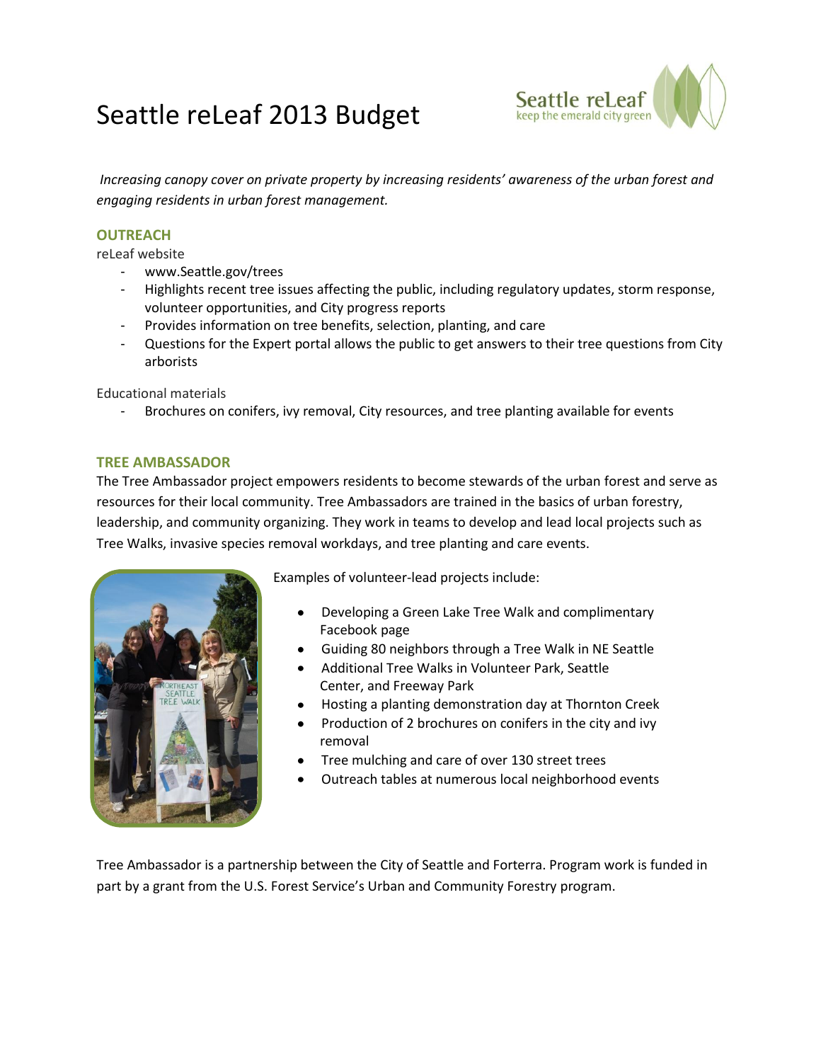# Seattle reLeaf 2013 Budget

*Increasing canopy cover on private property by increasing residents' awareness of the urban forest and engaging residents in urban forest management.*

## OUTREACH

reLeaf website

- www.Seattle.gov/trees
- Highlights recent tree issues affecting the public, including regulatory updates, storm response, volunteer opportunities, and City progress reports
- Provides information on tree benefits, selection, planting, and care
- Questions for the Expert portal allows the public to get answers to their tree questions from City arborists

Educational materials

- Brochures on conifers, ivy removal, City resources, and tree planting available for events

## TREE AMBASSADOR

The Tree Ambassador project empowers residents to become stewards of the urban forest and serve as resources for their local community. Tree Ambassadors are trained in the basics of urban forestry, leadership, and community organizing. They work in teams to develop and lead local projects such as Tree Walks, invasive species removal workdays, and tree planting and care events.

Examples of volunteer-lead projects include:

- Developing a Green Lake Tree Walk and complimentary Facebook page
- Guiding 80 neighbors through a Tree Walk in NE Seattle
- Additional Tree Walks in Volunteer Park, Seattle Center, and Freeway Park
- Hosting a planting demonstration day at Thornton Creek
- Production of 2 brochures on conifers in the city and ivy removal
- Tree mulching and care of over 130 street trees
- Outreach tables at numerous local neighborhood events

Tree Ambassador is a partnership between the City of Seattle and Forterra. Program work is funded in part by a grant from the U.S. Forest Service's Urban and Community Forestry program.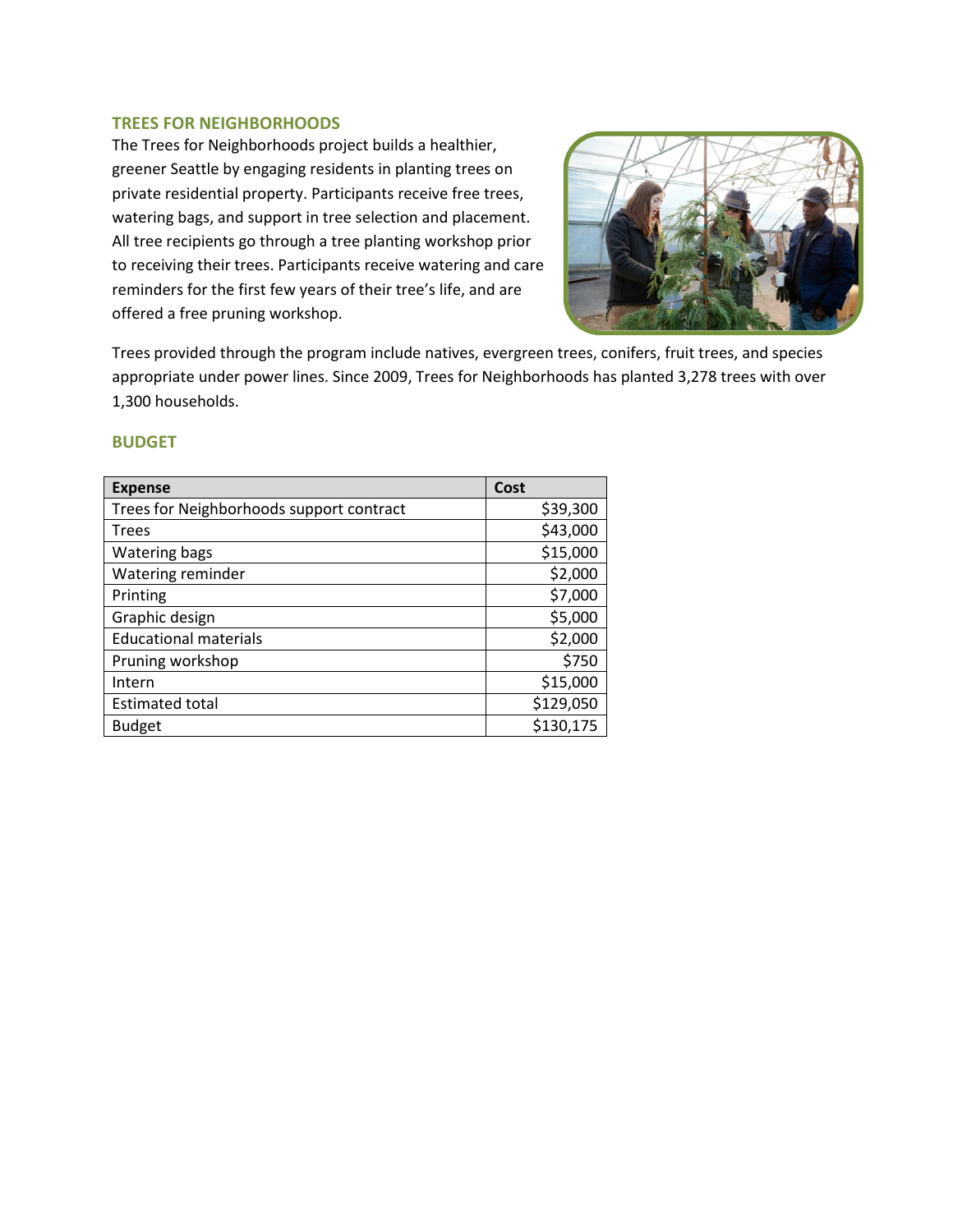## TREES FOR NEIGHBORHOODS

The Trees for Neighborhoods project builds a healthier, greener Seattle by engaging residents in planting trees on private residential property. Participants receive free trees, watering bags, and support in tree selection and placement. All tree recipients go through a tree planting workshop prior to receiving their trees. Participants receive watering and care reminders for the first few years of their tree's life, and are offered a free pruning workshop.

Trees provided through the program include natives, evergreen trees, conifers, fruit trees, and species appropriate under power lines. Since 2009, Trees for Neighborhoods has planted 3,278 trees with over 1,300 households.

## BUDGET

| Expense | Cost |
|---|---:|
| Trees for Neighborhoods support contract | $39,300 |
| Trees | $43,000 |
| Watering bags | $15,000 |
| Watering reminder | $2,000 |
| Printing | $7,000 |
| Graphic design | $5,000 |
| Educational materials | $2,000 |
| Pruning workshop | $750 |
| Intern | $15,000 |
| Estimated total | $129,050 |
| Budget | $130,175 |